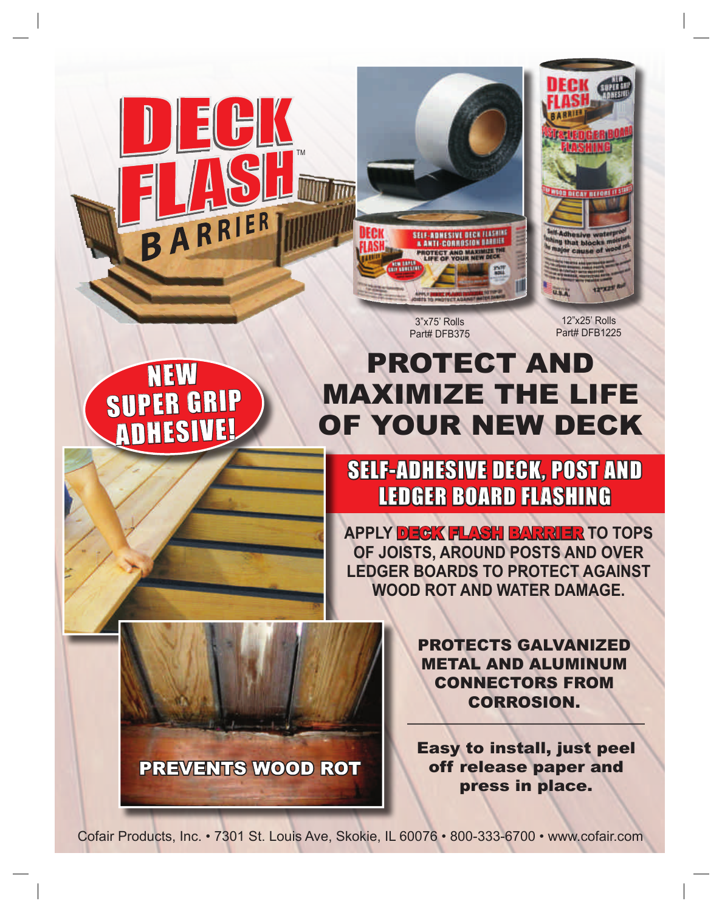# DECK FLASH™ BARRIER

3"x75' Rolls
Part# DFB375

12"x25' Rolls
Part# DFB1225

**NEW SUPER GRIP ADHESIVE!**

# PROTECT AND MAXIMIZE THE LIFE OF YOUR NEW DECK

## SELF-ADHESIVE DECK, POST AND LEDGER BOARD FLASHING

**APPLY DECK FLASH BARRIER TO TOPS OF JOISTS, AROUND POSTS AND OVER LEDGER BOARDS TO PROTECT AGAINST WOOD ROT AND WATER DAMAGE.**

**PREVENTS WOOD ROT**

**PROTECTS GALVANIZED METAL AND ALUMINUM CONNECTORS FROM CORROSION.**

**Easy to install, just peel off release paper and press in place.**

Cofair Products, Inc. • 7301 St. Louis Ave, Skokie, IL 60076 • 800-333-6700 • www.cofair.com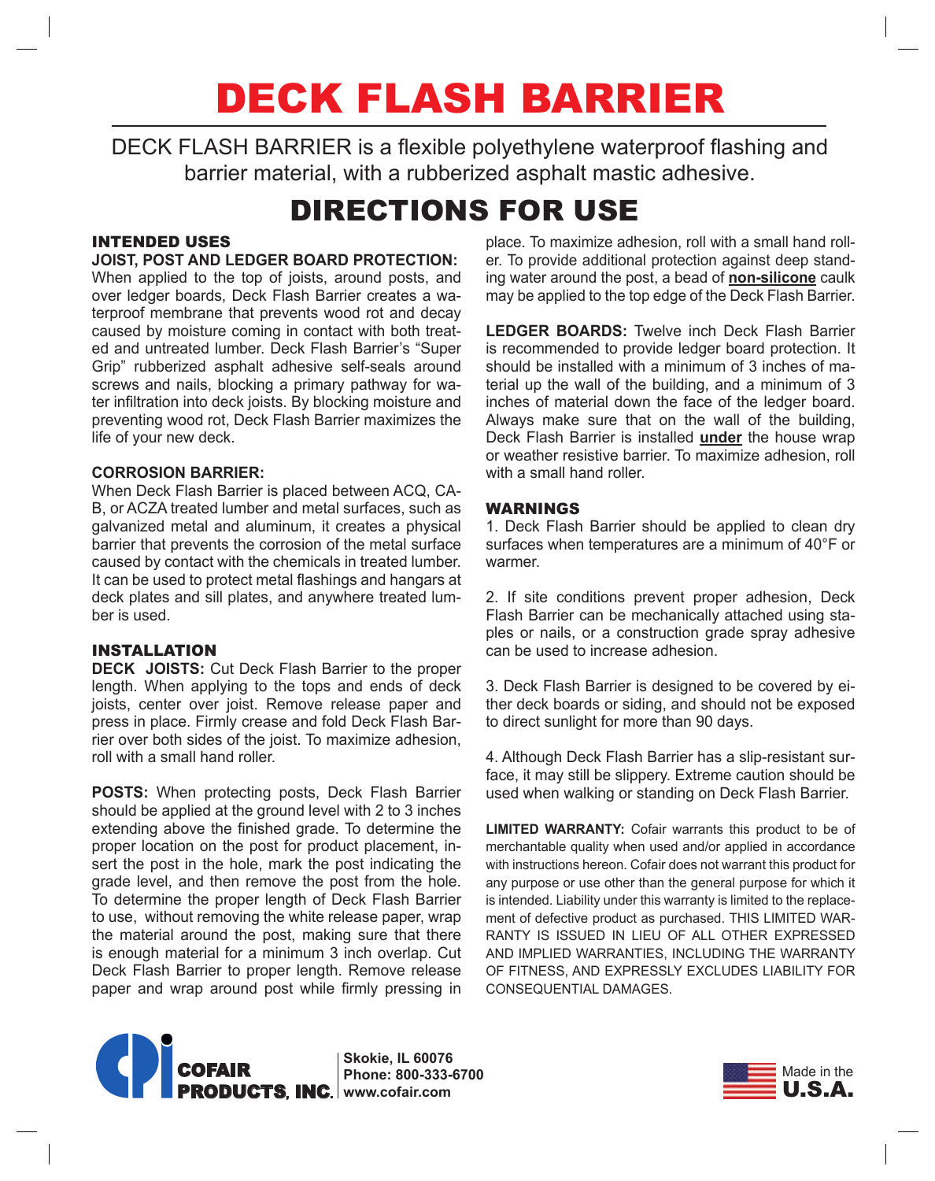# DECK FLASH BARRIER

DECK FLASH BARRIER is a flexible polyethylene waterproof flashing and barrier material, with a rubberized asphalt mastic adhesive.

## DIRECTIONS FOR USE

### INTENDED USES

**JOIST, POST AND LEDGER BOARD PROTECTION:**
When applied to the top of joists, around posts, and over ledger boards, Deck Flash Barrier creates a waterproof membrane that prevents wood rot and decay caused by moisture coming in contact with both treated and untreated lumber. Deck Flash Barrier's "Super Grip" rubberized asphalt adhesive self-seals around screws and nails, blocking a primary pathway for water infiltration into deck joists. By blocking moisture and preventing wood rot, Deck Flash Barrier maximizes the life of your new deck.

**CORROSION BARRIER:**
When Deck Flash Barrier is placed between ACQ, CA-B, or ACZA treated lumber and metal surfaces, such as galvanized metal and aluminum, it creates a physical barrier that prevents the corrosion of the metal surface caused by contact with the chemicals in treated lumber. It can be used to protect metal flashings and hangars at deck plates and sill plates, and anywhere treated lumber is used.

### INSTALLATION

**DECK JOISTS:** Cut Deck Flash Barrier to the proper length. When applying to the tops and ends of deck joists, center over joist. Remove release paper and press in place. Firmly crease and fold Deck Flash Barrier over both sides of the joist. To maximize adhesion, roll with a small hand roller.

**POSTS:** When protecting posts, Deck Flash Barrier should be applied at the ground level with 2 to 3 inches extending above the finished grade. To determine the proper location on the post for product placement, insert the post in the hole, mark the post indicating the grade level, and then remove the post from the hole. To determine the proper length of Deck Flash Barrier to use, without removing the white release paper, wrap the material around the post, making sure that there is enough material for a minimum 3 inch overlap. Cut Deck Flash Barrier to proper length. Remove release paper and wrap around post while firmly pressing in place. To maximize adhesion, roll with a small hand roller. To provide additional protection against deep standing water around the post, a bead of **non-silicone** caulk may be applied to the top edge of the Deck Flash Barrier.

**LEDGER BOARDS:** Twelve inch Deck Flash Barrier is recommended to provide ledger board protection. It should be installed with a minimum of 3 inches of material up the wall of the building, and a minimum of 3 inches of material down the face of the ledger board. Always make sure that on the wall of the building, Deck Flash Barrier is installed **under** the house wrap or weather resistive barrier. To maximize adhesion, roll with a small hand roller.

### WARNINGS

1. Deck Flash Barrier should be applied to clean dry surfaces when temperatures are a minimum of 40°F or warmer.

2. If site conditions prevent proper adhesion, Deck Flash Barrier can be mechanically attached using staples or nails, or a construction grade spray adhesive can be used to increase adhesion.

3. Deck Flash Barrier is designed to be covered by either deck boards or siding, and should not be exposed to direct sunlight for more than 90 days.

4. Although Deck Flash Barrier has a slip-resistant surface, it may still be slippery. Extreme caution should be used when walking or standing on Deck Flash Barrier.

**LIMITED WARRANTY:** Cofair warrants this product to be of merchantable quality when used and/or applied in accordance with instructions hereon. Cofair does not warrant this product for any purpose or use other than the general purpose for which it is intended. Liability under this warranty is limited to the replacement of defective product as purchased. THIS LIMITED WARRANTY IS ISSUED IN LIEU OF ALL OTHER EXPRESSED AND IMPLIED WARRANTIES, INCLUDING THE WARRANTY OF FITNESS, AND EXPRESSLY EXCLUDES LIABILITY FOR CONSEQUENTIAL DAMAGES.

COFAIR PRODUCTS, INC.
Skokie, IL 60076
Phone: 800-333-6700
www.cofair.com

Made in the U.S.A.